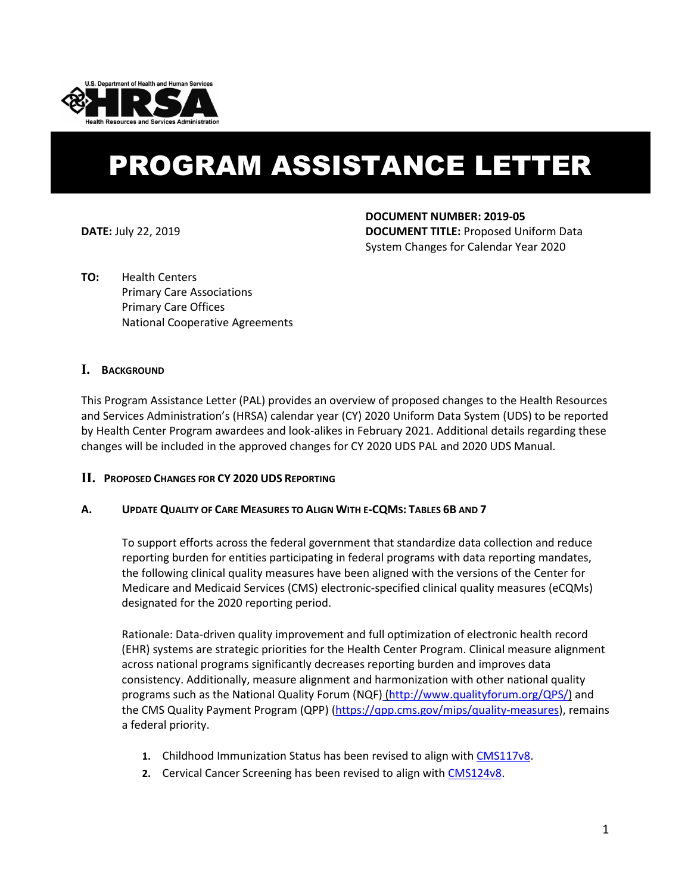U.S. Department of Health and Human Services

HRSA

Health Resources and Services Administration

# PROGRAM ASSISTANCE LETTER

**DATE:** July 22, 2019

**DOCUMENT NUMBER: 2019-05**

**DOCUMENT TITLE:** Proposed Uniform Data System Changes for Calendar Year 2020

**TO:** Health Centers
Primary Care Associations
Primary Care Offices
National Cooperative Agreements

## I. Background

This Program Assistance Letter (PAL) provides an overview of proposed changes to the Health Resources and Services Administration's (HRSA) calendar year (CY) 2020 Uniform Data System (UDS) to be reported by Health Center Program awardees and look-alikes in February 2021. Additional details regarding these changes will be included in the approved changes for CY 2020 UDS PAL and 2020 UDS Manual.

## II. Proposed Changes for CY 2020 UDS Reporting

### A. Update Quality of Care Measures to Align With e-CQMs: Tables 6B and 7

To support efforts across the federal government that standardize data collection and reduce reporting burden for entities participating in federal programs with data reporting mandates, the following clinical quality measures have been aligned with the versions of the Center for Medicare and Medicaid Services (CMS) electronic-specified clinical quality measures (eCQMs) designated for the 2020 reporting period.

Rationale: Data-driven quality improvement and full optimization of electronic health record (EHR) systems are strategic priorities for the Health Center Program. Clinical measure alignment across national programs significantly decreases reporting burden and improves data consistency. Additionally, measure alignment and harmonization with other national quality programs such as the National Quality Forum (NQF) (http://www.qualityforum.org/QPS/) and the CMS Quality Payment Program (QPP) (https://qpp.cms.gov/mips/quality-measures), remains a federal priority.

1. Childhood Immunization Status has been revised to align with CMS117v8.
2. Cervical Cancer Screening has been revised to align with CMS124v8.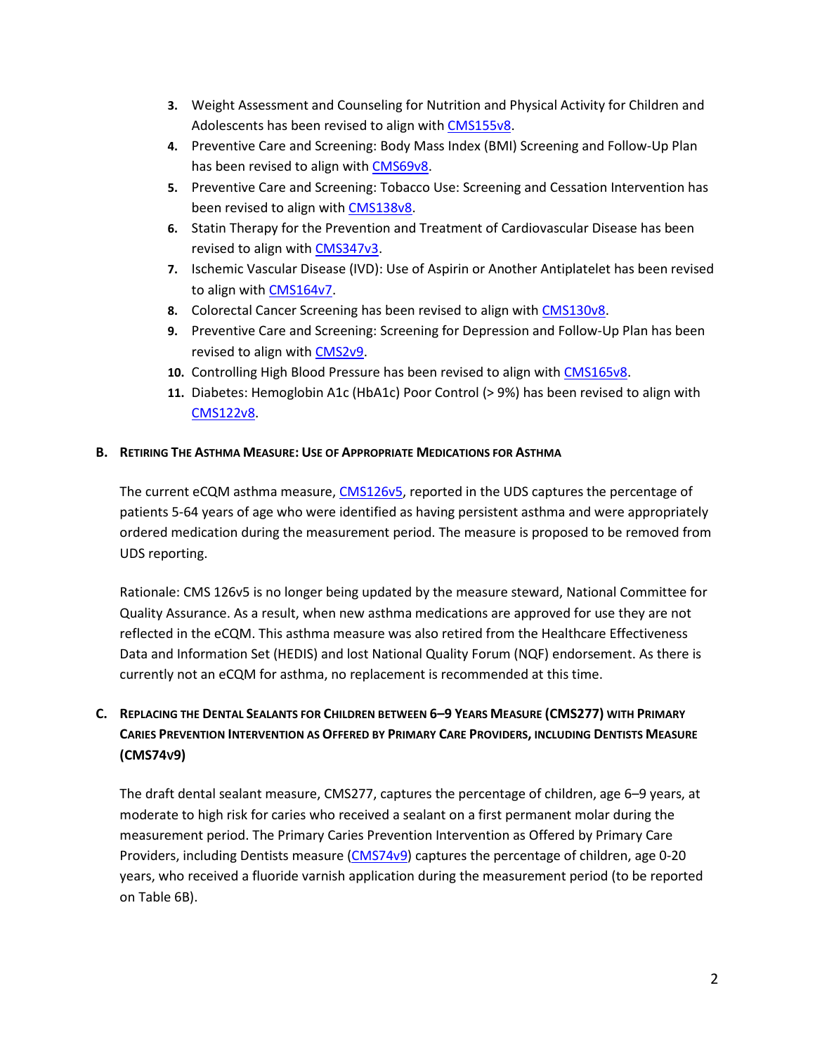3. Weight Assessment and Counseling for Nutrition and Physical Activity for Children and Adolescents has been revised to align with CMS155v8.
4. Preventive Care and Screening: Body Mass Index (BMI) Screening and Follow-Up Plan has been revised to align with CMS69v8.
5. Preventive Care and Screening: Tobacco Use: Screening and Cessation Intervention has been revised to align with CMS138v8.
6. Statin Therapy for the Prevention and Treatment of Cardiovascular Disease has been revised to align with CMS347v3.
7. Ischemic Vascular Disease (IVD): Use of Aspirin or Another Antiplatelet has been revised to align with CMS164v7.
8. Colorectal Cancer Screening has been revised to align with CMS130v8.
9. Preventive Care and Screening: Screening for Depression and Follow-Up Plan has been revised to align with CMS2v9.
10. Controlling High Blood Pressure has been revised to align with CMS165v8.
11. Diabetes: Hemoglobin A1c (HbA1c) Poor Control (> 9%) has been revised to align with CMS122v8.

## B. Retiring the Asthma Measure: Use of Appropriate Medications for Asthma

The current eCQM asthma measure, CMS126v5, reported in the UDS captures the percentage of patients 5-64 years of age who were identified as having persistent asthma and were appropriately ordered medication during the measurement period. The measure is proposed to be removed from UDS reporting.

Rationale: CMS 126v5 is no longer being updated by the measure steward, National Committee for Quality Assurance. As a result, when new asthma medications are approved for use they are not reflected in the eCQM. This asthma measure was also retired from the Healthcare Effectiveness Data and Information Set (HEDIS) and lost National Quality Forum (NQF) endorsement. As there is currently not an eCQM for asthma, no replacement is recommended at this time.

## C. Replacing the Dental Sealants for Children between 6–9 Years Measure (CMS277) with Primary Caries Prevention Intervention as Offered by Primary Care Providers, including Dentists Measure (CMS74v9)

The draft dental sealant measure, CMS277, captures the percentage of children, age 6–9 years, at moderate to high risk for caries who received a sealant on a first permanent molar during the measurement period. The Primary Caries Prevention Intervention as Offered by Primary Care Providers, including Dentists measure (CMS74v9) captures the percentage of children, age 0-20 years, who received a fluoride varnish application during the measurement period (to be reported on Table 6B).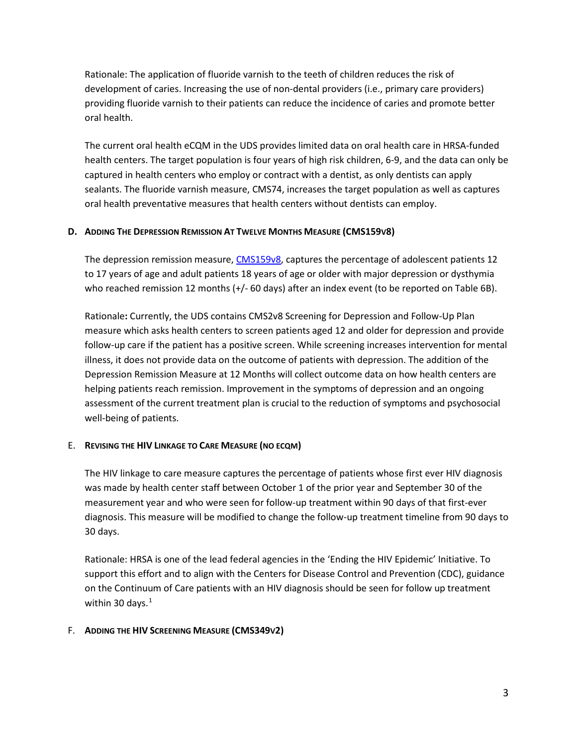Rationale: The application of fluoride varnish to the teeth of children reduces the risk of development of caries. Increasing the use of non-dental providers (i.e., primary care providers) providing fluoride varnish to their patients can reduce the incidence of caries and promote better oral health.

The current oral health eCQM in the UDS provides limited data on oral health care in HRSA-funded health centers. The target population is four years of high risk children, 6-9, and the data can only be captured in health centers who employ or contract with a dentist, as only dentists can apply sealants. The fluoride varnish measure, CMS74, increases the target population as well as captures oral health preventative measures that health centers without dentists can employ.

#### D. Adding The Depression Remission At Twelve Months Measure (CMS159v8)

The depression remission measure, [CMS159v8](CMS159v8), captures the percentage of adolescent patients 12 to 17 years of age and adult patients 18 years of age or older with major depression or dysthymia who reached remission 12 months (+/- 60 days) after an index event (to be reported on Table 6B).

Rationale**:** Currently, the UDS contains CMS2v8 Screening for Depression and Follow-Up Plan measure which asks health centers to screen patients aged 12 and older for depression and provide follow-up care if the patient has a positive screen. While screening increases intervention for mental illness, it does not provide data on the outcome of patients with depression. The addition of the Depression Remission Measure at 12 Months will collect outcome data on how health centers are helping patients reach remission. Improvement in the symptoms of depression and an ongoing assessment of the current treatment plan is crucial to the reduction of symptoms and psychosocial well-being of patients.

#### E. Revising the HIV Linkage to Care Measure (no eCQM)

The HIV linkage to care measure captures the percentage of patients whose first ever HIV diagnosis was made by health center staff between October 1 of the prior year and September 30 of the measurement year and who were seen for follow-up treatment within 90 days of that first-ever diagnosis. This measure will be modified to change the follow-up treatment timeline from 90 days to 30 days.

Rationale: HRSA is one of the lead federal agencies in the 'Ending the HIV Epidemic' Initiative. To support this effort and to align with the Centers for Disease Control and Prevention (CDC), guidance on the Continuum of Care patients with an HIV diagnosis should be seen for follow up treatment within 30 days.[1]

#### F. Adding the HIV Screening Measure (CMS349v2)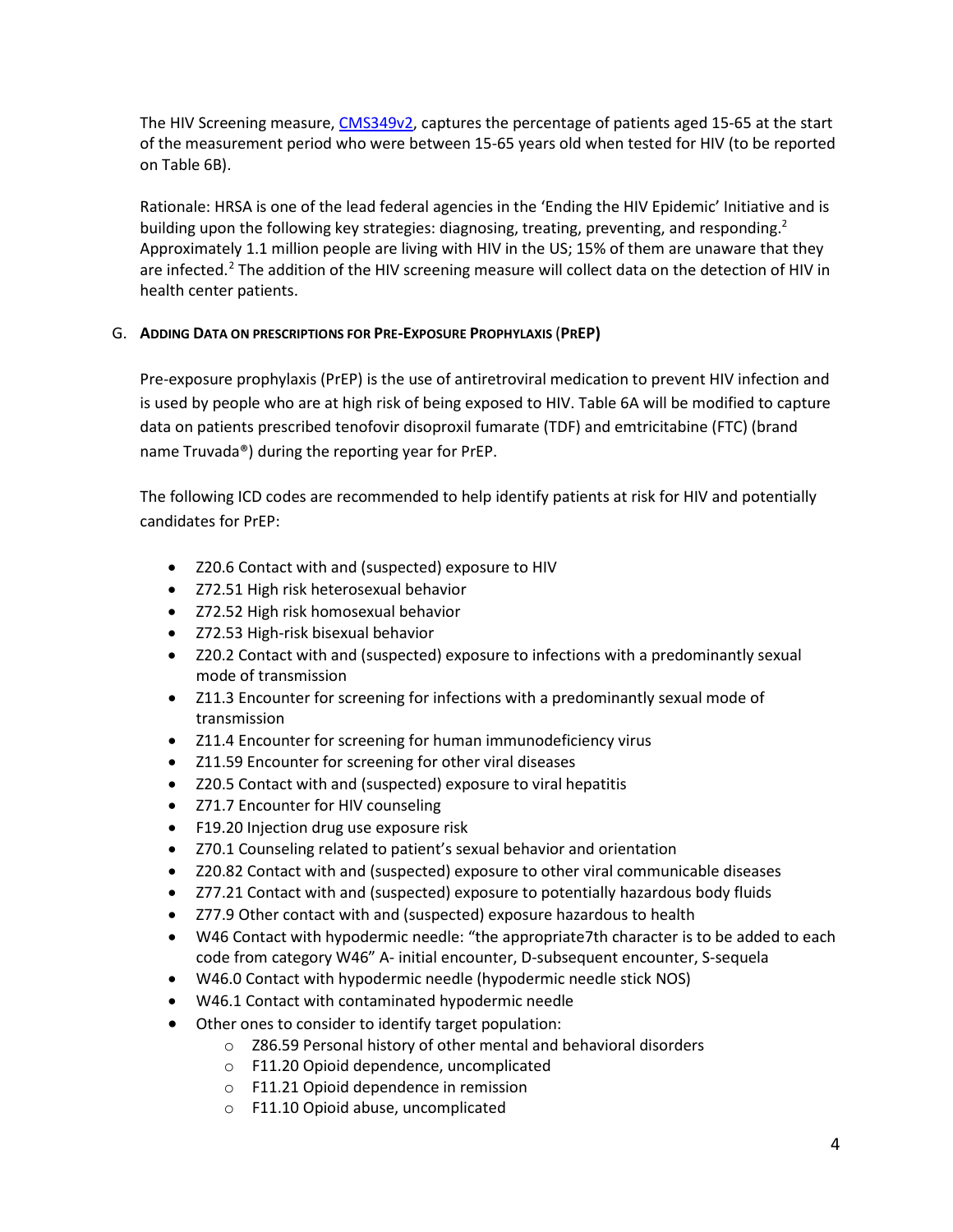The HIV Screening measure, [CMS349v2](), captures the percentage of patients aged 15-65 at the start of the measurement period who were between 15-65 years old when tested for HIV (to be reported on Table 6B).

Rationale: HRSA is one of the lead federal agencies in the 'Ending the HIV Epidemic' Initiative and is building upon the following key strategies: diagnosing, treating, preventing, and responding.[2] Approximately 1.1 million people are living with HIV in the US; 15% of them are unaware that they are infected.[2] The addition of the HIV screening measure will collect data on the detection of HIV in health center patients.

### G. Adding Data on prescriptions for Pre-Exposure Prophylaxis (PrEP)

Pre-exposure prophylaxis (PrEP) is the use of antiretroviral medication to prevent HIV infection and is used by people who are at high risk of being exposed to HIV. Table 6A will be modified to capture data on patients prescribed tenofovir disoproxil fumarate (TDF) and emtricitabine (FTC) (brand name Truvada®) during the reporting year for PrEP.

The following ICD codes are recommended to help identify patients at risk for HIV and potentially candidates for PrEP:

- Z20.6 Contact with and (suspected) exposure to HIV
- Z72.51 High risk heterosexual behavior
- Z72.52 High risk homosexual behavior
- Z72.53 High-risk bisexual behavior
- Z20.2 Contact with and (suspected) exposure to infections with a predominantly sexual mode of transmission
- Z11.3 Encounter for screening for infections with a predominantly sexual mode of transmission
- Z11.4 Encounter for screening for human immunodeficiency virus
- Z11.59 Encounter for screening for other viral diseases
- Z20.5 Contact with and (suspected) exposure to viral hepatitis
- Z71.7 Encounter for HIV counseling
- F19.20 Injection drug use exposure risk
- Z70.1 Counseling related to patient's sexual behavior and orientation
- Z20.82 Contact with and (suspected) exposure to other viral communicable diseases
- Z77.21 Contact with and (suspected) exposure to potentially hazardous body fluids
- Z77.9 Other contact with and (suspected) exposure hazardous to health
- W46 Contact with hypodermic needle: "the appropriate7th character is to be added to each code from category W46" A- initial encounter, D-subsequent encounter, S-sequela
- W46.0 Contact with hypodermic needle (hypodermic needle stick NOS)
- W46.1 Contact with contaminated hypodermic needle
- Other ones to consider to identify target population:
    - Z86.59 Personal history of other mental and behavioral disorders
    - F11.20 Opioid dependence, uncomplicated
    - F11.21 Opioid dependence in remission
    - F11.10 Opioid abuse, uncomplicated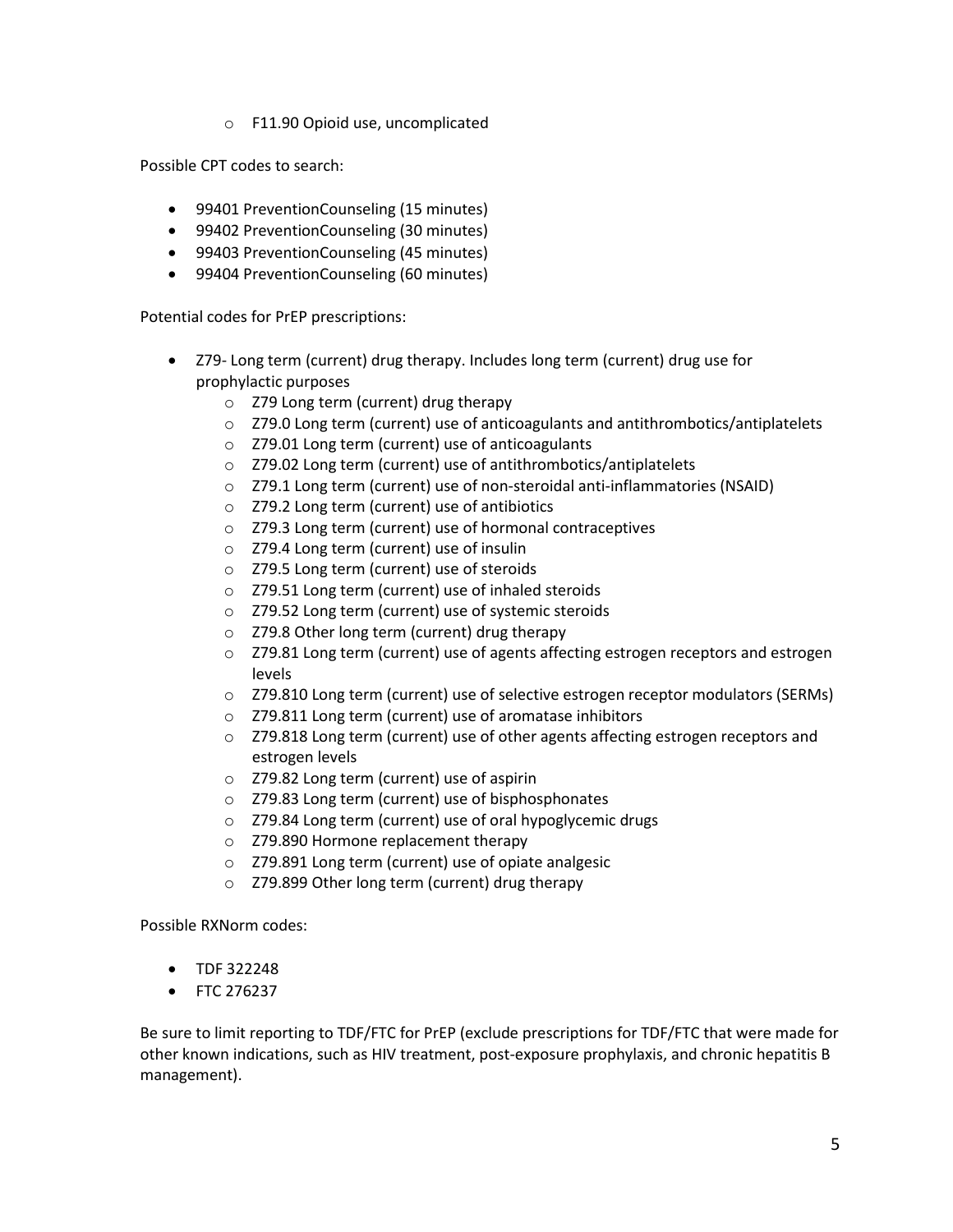- F11.90 Opioid use, uncomplicated

Possible CPT codes to search:

- 99401 PreventionCounseling (15 minutes)
- 99402 PreventionCounseling (30 minutes)
- 99403 PreventionCounseling (45 minutes)
- 99404 PreventionCounseling (60 minutes)

Potential codes for PrEP prescriptions:

- Z79- Long term (current) drug therapy. Includes long term (current) drug use for prophylactic purposes
  - Z79 Long term (current) drug therapy
  - Z79.0 Long term (current) use of anticoagulants and antithrombotics/antiplatelets
  - Z79.01 Long term (current) use of anticoagulants
  - Z79.02 Long term (current) use of antithrombotics/antiplatelets
  - Z79.1 Long term (current) use of non-steroidal anti-inflammatories (NSAID)
  - Z79.2 Long term (current) use of antibiotics
  - Z79.3 Long term (current) use of hormonal contraceptives
  - Z79.4 Long term (current) use of insulin
  - Z79.5 Long term (current) use of steroids
  - Z79.51 Long term (current) use of inhaled steroids
  - Z79.52 Long term (current) use of systemic steroids
  - Z79.8 Other long term (current) drug therapy
  - Z79.81 Long term (current) use of agents affecting estrogen receptors and estrogen levels
  - Z79.810 Long term (current) use of selective estrogen receptor modulators (SERMs)
  - Z79.811 Long term (current) use of aromatase inhibitors
  - Z79.818 Long term (current) use of other agents affecting estrogen receptors and estrogen levels
  - Z79.82 Long term (current) use of aspirin
  - Z79.83 Long term (current) use of bisphosphonates
  - Z79.84 Long term (current) use of oral hypoglycemic drugs
  - Z79.890 Hormone replacement therapy
  - Z79.891 Long term (current) use of opiate analgesic
  - Z79.899 Other long term (current) drug therapy

Possible RXNorm codes:

- TDF 322248
- FTC 276237

Be sure to limit reporting to TDF/FTC for PrEP (exclude prescriptions for TDF/FTC that were made for other known indications, such as HIV treatment, post-exposure prophylaxis, and chronic hepatitis B management).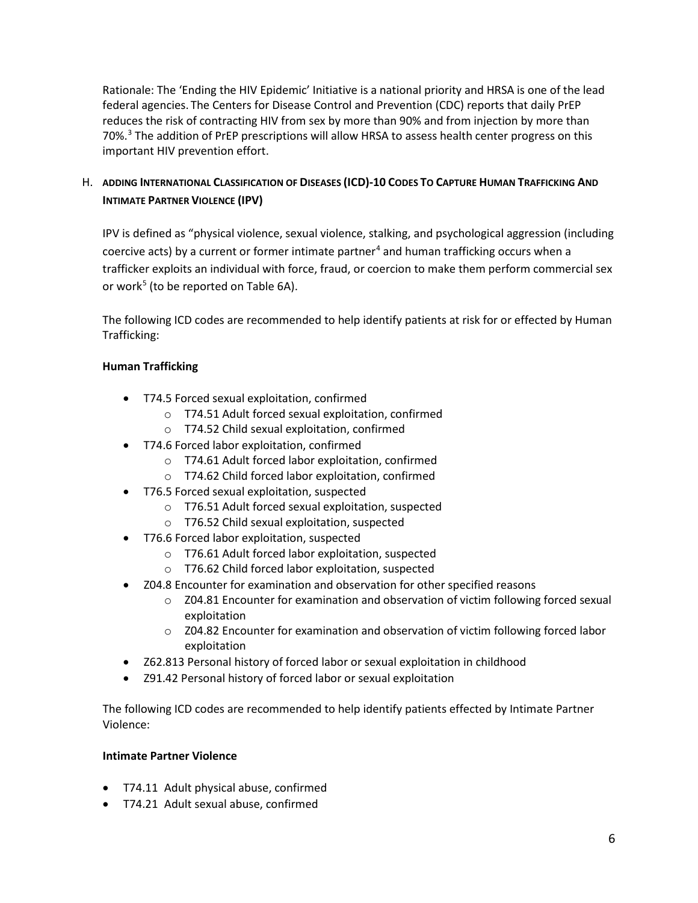Rationale: The 'Ending the HIV Epidemic' Initiative is a national priority and HRSA is one of the lead federal agencies. The Centers for Disease Control and Prevention (CDC) reports that daily PrEP reduces the risk of contracting HIV from sex by more than 90% and from injection by more than 70%.[3] The addition of PrEP prescriptions will allow HRSA to assess health center progress on this important HIV prevention effort.

### H. ADDING INTERNATIONAL CLASSIFICATION OF DISEASES (ICD)-10 CODES TO CAPTURE HUMAN TRAFFICKING AND INTIMATE PARTNER VIOLENCE (IPV)

IPV is defined as "physical violence, sexual violence, stalking, and psychological aggression (including coercive acts) by a current or former intimate partner[4] and human trafficking occurs when a trafficker exploits an individual with force, fraud, or coercion to make them perform commercial sex or work[5] (to be reported on Table 6A).

The following ICD codes are recommended to help identify patients at risk for or effected by Human Trafficking:

**Human Trafficking**

- T74.5 Forced sexual exploitation, confirmed
  - T74.51 Adult forced sexual exploitation, confirmed
  - T74.52 Child sexual exploitation, confirmed
- T74.6 Forced labor exploitation, confirmed
  - T74.61 Adult forced labor exploitation, confirmed
  - T74.62 Child forced labor exploitation, confirmed
- T76.5 Forced sexual exploitation, suspected
  - T76.51 Adult forced sexual exploitation, suspected
  - T76.52 Child sexual exploitation, suspected
- T76.6 Forced labor exploitation, suspected
  - T76.61 Adult forced labor exploitation, suspected
  - T76.62 Child forced labor exploitation, suspected
- Z04.8 Encounter for examination and observation for other specified reasons
  - Z04.81 Encounter for examination and observation of victim following forced sexual exploitation
  - Z04.82 Encounter for examination and observation of victim following forced labor exploitation
- Z62.813 Personal history of forced labor or sexual exploitation in childhood
- Z91.42 Personal history of forced labor or sexual exploitation

The following ICD codes are recommended to help identify patients effected by Intimate Partner Violence:

**Intimate Partner Violence**

- T74.11 Adult physical abuse, confirmed
- T74.21 Adult sexual abuse, confirmed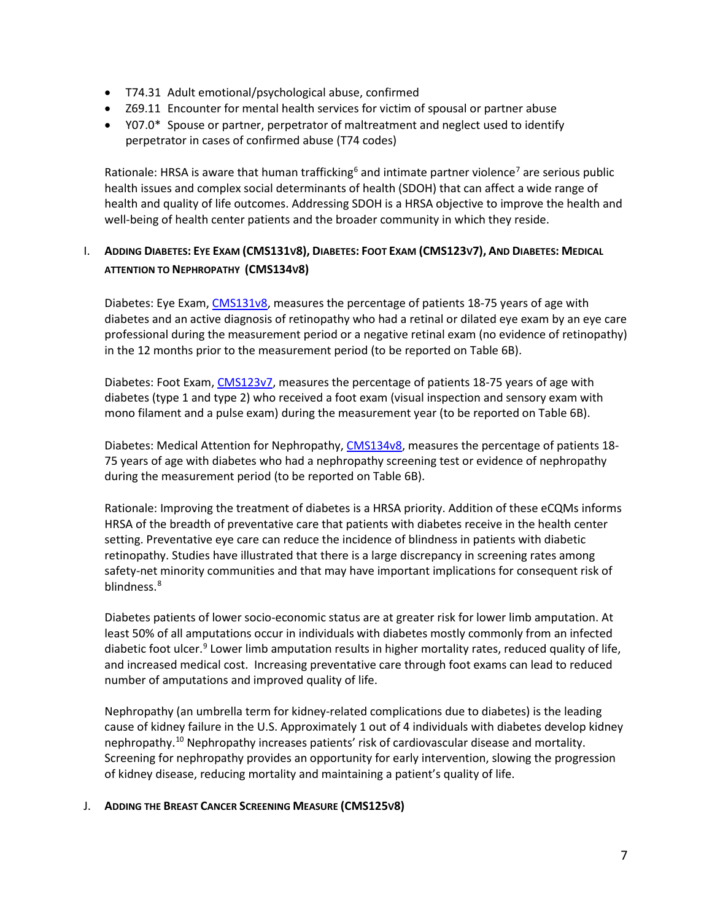- T74.31 Adult emotional/psychological abuse, confirmed
- Z69.11 Encounter for mental health services for victim of spousal or partner abuse
- Y07.0* Spouse or partner, perpetrator of maltreatment and neglect used to identify perpetrator in cases of confirmed abuse (T74 codes)

Rationale: HRSA is aware that human trafficking[6] and intimate partner violence[7] are serious public health issues and complex social determinants of health (SDOH) that can affect a wide range of health and quality of life outcomes. Addressing SDOH is a HRSA objective to improve the health and well-being of health center patients and the broader community in which they reside.

### I. Adding Diabetes: Eye Exam (CMS131v8), Diabetes: Foot Exam (CMS123v7), And Diabetes: Medical attention to Nephropathy (CMS134v8)

Diabetes: Eye Exam, CMS131v8, measures the percentage of patients 18-75 years of age with diabetes and an active diagnosis of retinopathy who had a retinal or dilated eye exam by an eye care professional during the measurement period or a negative retinal exam (no evidence of retinopathy) in the 12 months prior to the measurement period (to be reported on Table 6B).

Diabetes: Foot Exam, CMS123v7, measures the percentage of patients 18-75 years of age with diabetes (type 1 and type 2) who received a foot exam (visual inspection and sensory exam with mono filament and a pulse exam) during the measurement year (to be reported on Table 6B).

Diabetes: Medical Attention for Nephropathy, CMS134v8, measures the percentage of patients 18-75 years of age with diabetes who had a nephropathy screening test or evidence of nephropathy during the measurement period (to be reported on Table 6B).

Rationale: Improving the treatment of diabetes is a HRSA priority. Addition of these eCQMs informs HRSA of the breadth of preventative care that patients with diabetes receive in the health center setting. Preventative eye care can reduce the incidence of blindness in patients with diabetic retinopathy. Studies have illustrated that there is a large discrepancy in screening rates among safety-net minority communities and that may have important implications for consequent risk of blindness.[8]

Diabetes patients of lower socio-economic status are at greater risk for lower limb amputation. At least 50% of all amputations occur in individuals with diabetes mostly commonly from an infected diabetic foot ulcer.[9] Lower limb amputation results in higher mortality rates, reduced quality of life, and increased medical cost. Increasing preventative care through foot exams can lead to reduced number of amputations and improved quality of life.

Nephropathy (an umbrella term for kidney-related complications due to diabetes) is the leading cause of kidney failure in the U.S. Approximately 1 out of 4 individuals with diabetes develop kidney nephropathy.[10] Nephropathy increases patients' risk of cardiovascular disease and mortality. Screening for nephropathy provides an opportunity for early intervention, slowing the progression of kidney disease, reducing mortality and maintaining a patient's quality of life.

### J. Adding the Breast Cancer Screening Measure (CMS125v8)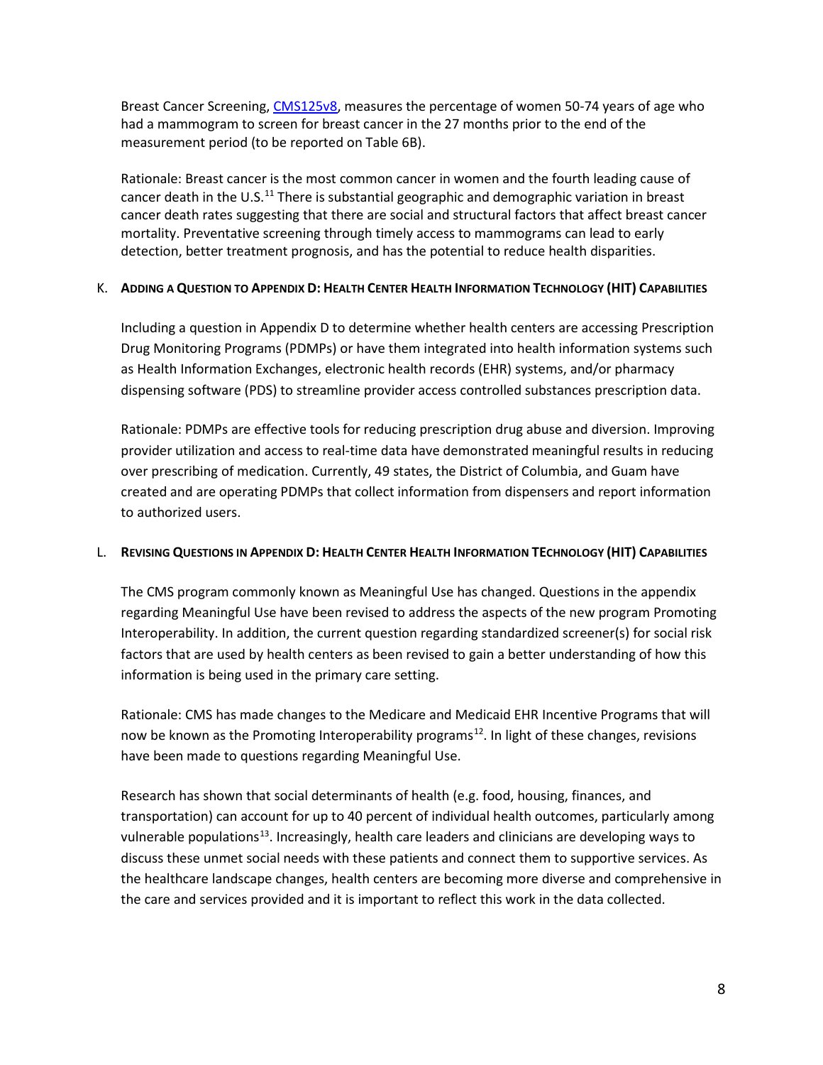Breast Cancer Screening, [CMS125v8](CMS125v8), measures the percentage of women 50-74 years of age who had a mammogram to screen for breast cancer in the 27 months prior to the end of the measurement period (to be reported on Table 6B).

Rationale: Breast cancer is the most common cancer in women and the fourth leading cause of cancer death in the U.S.[11] There is substantial geographic and demographic variation in breast cancer death rates suggesting that there are social and structural factors that affect breast cancer mortality. Preventative screening through timely access to mammograms can lead to early detection, better treatment prognosis, and has the potential to reduce health disparities.

### K. Adding a Question to Appendix D: Health Center Health Information Technology (HIT) Capabilities

Including a question in Appendix D to determine whether health centers are accessing Prescription Drug Monitoring Programs (PDMPs) or have them integrated into health information systems such as Health Information Exchanges, electronic health records (EHR) systems, and/or pharmacy dispensing software (PDS) to streamline provider access controlled substances prescription data.

Rationale: PDMPs are effective tools for reducing prescription drug abuse and diversion. Improving provider utilization and access to real-time data have demonstrated meaningful results in reducing over prescribing of medication. Currently, 49 states, the District of Columbia, and Guam have created and are operating PDMPs that collect information from dispensers and report information to authorized users.

### L. Revising Questions in Appendix D: Health Center Health Information TEchnology (HIT) Capabilities

The CMS program commonly known as Meaningful Use has changed. Questions in the appendix regarding Meaningful Use have been revised to address the aspects of the new program Promoting Interoperability. In addition, the current question regarding standardized screener(s) for social risk factors that are used by health centers as been revised to gain a better understanding of how this information is being used in the primary care setting.

Rationale: CMS has made changes to the Medicare and Medicaid EHR Incentive Programs that will now be known as the Promoting Interoperability programs[12]. In light of these changes, revisions have been made to questions regarding Meaningful Use.

Research has shown that social determinants of health (e.g. food, housing, finances, and transportation) can account for up to 40 percent of individual health outcomes, particularly among vulnerable populations[13]. Increasingly, health care leaders and clinicians are developing ways to discuss these unmet social needs with these patients and connect them to supportive services. As the healthcare landscape changes, health centers are becoming more diverse and comprehensive in the care and services provided and it is important to reflect this work in the data collected.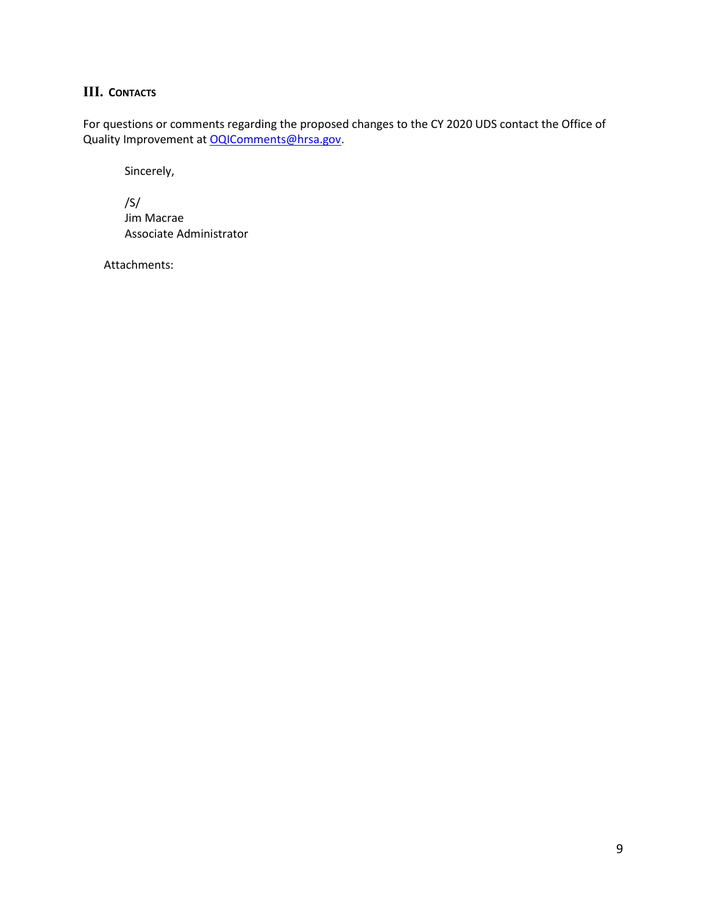## III. Contacts

For questions or comments regarding the proposed changes to the CY 2020 UDS contact the Office of Quality Improvement at OQIComments@hrsa.gov.

Sincerely,

/S/
Jim Macrae
Associate Administrator

Attachments: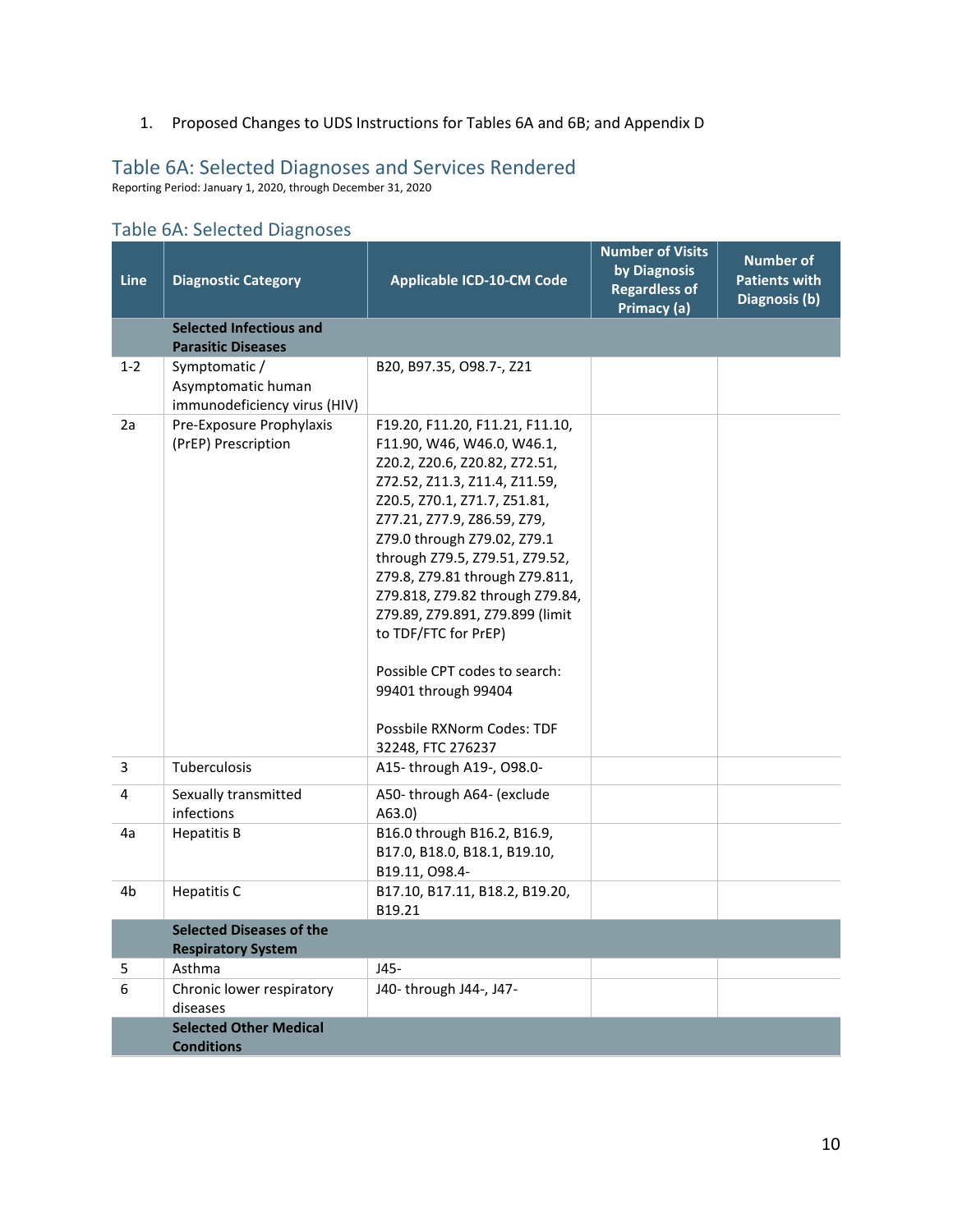1. Proposed Changes to UDS Instructions for Tables 6A and 6B; and Appendix D

## Table 6A: Selected Diagnoses and Services Rendered

Reporting Period: January 1, 2020, through December 31, 2020

### Table 6A: Selected Diagnoses

| Line | Diagnostic Category | Applicable ICD-10-CM Code | Number of Visits by Diagnosis Regardless of Primacy (a) | Number of Patients with Diagnosis (b) |
|---|---|---|---|---|
| | **Selected Infectious and Parasitic Diseases** | | | |
| 1-2 | Symptomatic / Asymptomatic human immunodeficiency virus (HIV) | B20, B97.35, O98.7-, Z21 | | |
| 2a | Pre-Exposure Prophylaxis (PrEP) Prescription | F19.20, F11.20, F11.21, F11.10, F11.90, W46, W46.0, W46.1, Z20.2, Z20.6, Z20.82, Z72.51, Z72.52, Z11.3, Z11.4, Z11.59, Z20.5, Z70.1, Z71.7, Z51.81, Z77.21, Z77.9, Z86.59, Z79, Z79.0 through Z79.02, Z79.1 through Z79.5, Z79.51, Z79.52, Z79.8, Z79.81 through Z79.811, Z79.818, Z79.82 through Z79.84, Z79.89, Z79.891, Z79.899 (limit to TDF/FTC for PrEP)<br><br>Possible CPT codes to search: 99401 through 99404<br><br>Possbile RXNorm Codes: TDF 32248, FTC 276237 | | |
| 3 | Tuberculosis | A15- through A19-, O98.0- | | |
| 4 | Sexually transmitted infections | A50- through A64- (exclude A63.0) | | |
| 4a | Hepatitis B | B16.0 through B16.2, B16.9, B17.0, B18.0, B18.1, B19.10, B19.11, O98.4- | | |
| 4b | Hepatitis C | B17.10, B17.11, B18.2, B19.20, B19.21 | | |
| | **Selected Diseases of the Respiratory System** | | | |
| 5 | Asthma | J45- | | |
| 6 | Chronic lower respiratory diseases | J40- through J44-, J47- | | |
| | **Selected Other Medical Conditions** | | | |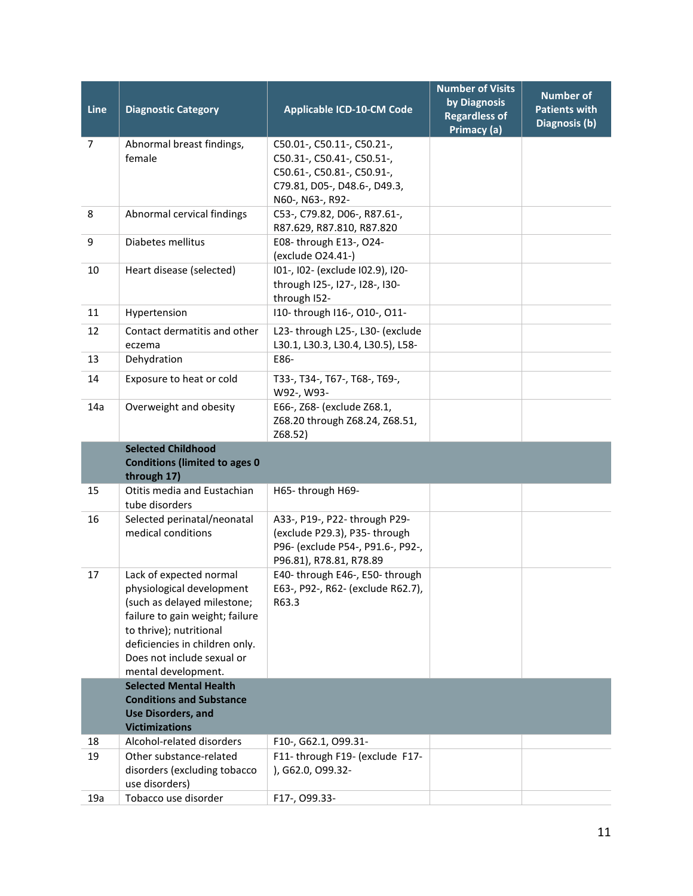| Line | Diagnostic Category | Applicable ICD-10-CM Code | Number of Visits by Diagnosis Regardless of Primacy (a) | Number of Patients with Diagnosis (b) |
|---|---|---|---|---|
| 7 | Abnormal breast findings, female | C50.01-, C50.11-, C50.21-, C50.31-, C50.41-, C50.51-, C50.61-, C50.81-, C50.91-, C79.81, D05-, D48.6-, D49.3, N60-, N63-, R92- | | |
| 8 | Abnormal cervical findings | C53-, C79.82, D06-, R87.61-, R87.629, R87.810, R87.820 | | |
| 9 | Diabetes mellitus | E08- through E13-, O24- (exclude O24.41-) | | |
| 10 | Heart disease (selected) | I01-, I02- (exclude I02.9), I20- through I25-, I27-, I28-, I30- through I52- | | |
| 11 | Hypertension | I10- through I16-, O10-, O11- | | |
| 12 | Contact dermatitis and other eczema | L23- through L25-, L30- (exclude L30.1, L30.3, L30.4, L30.5), L58- | | |
| 13 | Dehydration | E86- | | |
| 14 | Exposure to heat or cold | T33-, T34-, T67-, T68-, T69-, W92-, W93- | | |
| 14a | Overweight and obesity | E66-, Z68- (exclude Z68.1, Z68.20 through Z68.24, Z68.51, Z68.52) | | |
| | **Selected Childhood Conditions (limited to ages 0 through 17)** | | | |
| 15 | Otitis media and Eustachian tube disorders | H65- through H69- | | |
| 16 | Selected perinatal/neonatal medical conditions | A33-, P19-, P22- through P29- (exclude P29.3), P35- through P96- (exclude P54-, P91.6-, P92-, P96.81), R78.81, R78.89 | | |
| 17 | Lack of expected normal physiological development (such as delayed milestone; failure to gain weight; failure to thrive); nutritional deficiencies in children only. Does not include sexual or mental development. | E40- through E46-, E50- through E63-, P92-, R62- (exclude R62.7), R63.3 | | |
| | **Selected Mental Health Conditions and Substance Use Disorders, and Victimizations** | | | |
| 18 | Alcohol-related disorders | F10-, G62.1, O99.31- | | |
| 19 | Other substance-related disorders (excluding tobacco use disorders) | F11- through F19- (exclude F17-), G62.0, O99.32- | | |
| 19a | Tobacco use disorder | F17-, O99.33- | | |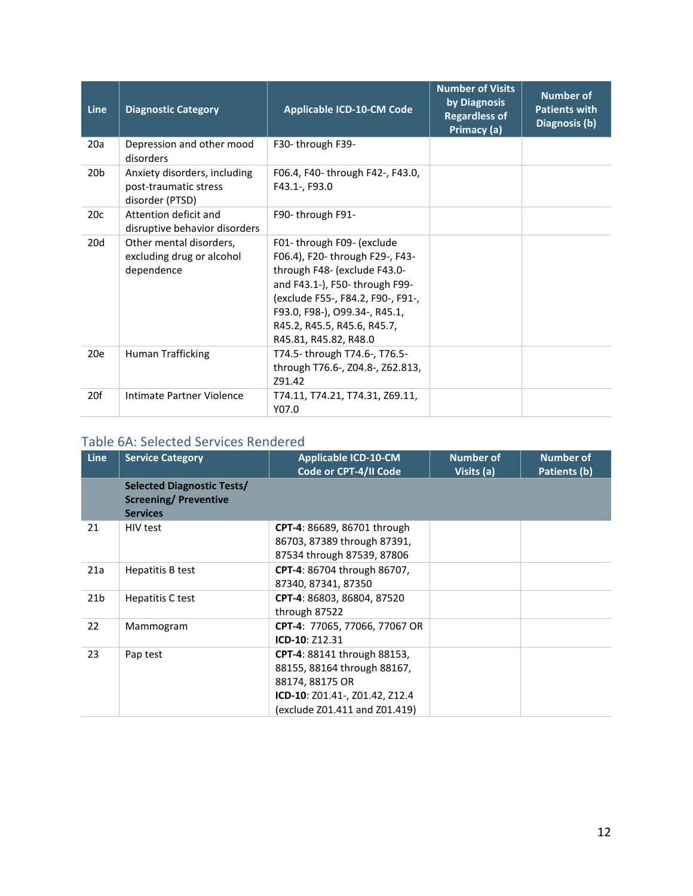| Line | Diagnostic Category | Applicable ICD-10-CM Code | Number of Visits by Diagnosis Regardless of Primacy (a) | Number of Patients with Diagnosis (b) |
|---|---|---|---|---|
| 20a | Depression and other mood disorders | F30- through F39- | | |
| 20b | Anxiety disorders, including post-traumatic stress disorder (PTSD) | F06.4, F40- through F42-, F43.0, F43.1-, F93.0 | | |
| 20c | Attention deficit and disruptive behavior disorders | F90- through F91- | | |
| 20d | Other mental disorders, excluding drug or alcohol dependence | F01- through F09- (exclude F06.4), F20- through F29-, F43- through F48- (exclude F43.0- and F43.1-), F50- through F99- (exclude F55-, F84.2, F90-, F91-, F93.0, F98-), O99.34-, R45.1, R45.2, R45.5, R45.6, R45.7, R45.81, R45.82, R48.0 | | |
| 20e | Human Trafficking | T74.5- through T74.6-, T76.5- through T76.6-, Z04.8-, Z62.813, Z91.42 | | |
| 20f | Intimate Partner Violence | T74.11, T74.21, T74.31, Z69.11, Y07.0 | | |

## Table 6A: Selected Services Rendered

| Line | Service Category | Applicable ICD-10-CM Code or CPT-4/II Code | Number of Visits (a) | Number of Patients (b) |
|---|---|---|---|---|
| | **Selected Diagnostic Tests/ Screening/ Preventive Services** | | | |
| 21 | HIV test | **CPT-4**: 86689, 86701 through 86703, 87389 through 87391, 87534 through 87539, 87806 | | |
| 21a | Hepatitis B test | **CPT-4**: 86704 through 86707, 87340, 87341, 87350 | | |
| 21b | Hepatitis C test | **CPT-4**: 86803, 86804, 87520 through 87522 | | |
| 22 | Mammogram | **CPT-4**: 77065, 77066, 77067 OR **ICD-10**: Z12.31 | | |
| 23 | Pap test | **CPT-4**: 88141 through 88153, 88155, 88164 through 88167, 88174, 88175 OR **ICD-10**: Z01.41-, Z01.42, Z12.4 (exclude Z01.411 and Z01.419) | | |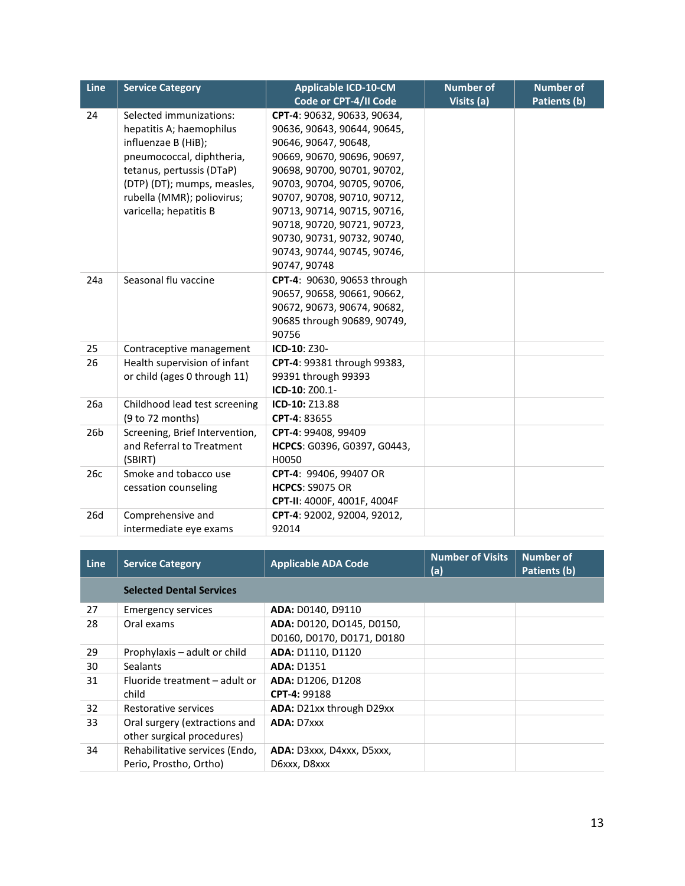| Line | Service Category | Applicable ICD-10-CM Code or CPT-4/II Code | Number of Visits (a) | Number of Patients (b) |
|---|---|---|---|---|
| 24 | Selected immunizations: hepatitis A; haemophilus influenzae B (HiB); pneumococcal, diphtheria, tetanus, pertussis (DTaP) (DTP) (DT); mumps, measles, rubella (MMR); poliovirus; varicella; hepatitis B | **CPT-4**: 90632, 90633, 90634, 90636, 90643, 90644, 90645, 90646, 90647, 90648, 90669, 90670, 90696, 90697, 90698, 90700, 90701, 90702, 90703, 90704, 90705, 90706, 90707, 90708, 90710, 90712, 90713, 90714, 90715, 90716, 90718, 90720, 90721, 90723, 90730, 90731, 90732, 90740, 90743, 90744, 90745, 90746, 90747, 90748 | | |
| 24a | Seasonal flu vaccine | **CPT-4**: 90630, 90653 through 90657, 90658, 90661, 90662, 90672, 90673, 90674, 90682, 90685 through 90689, 90749, 90756 | | |
| 25 | Contraceptive management | **ICD-10**: Z30- | | |
| 26 | Health supervision of infant or child (ages 0 through 11) | **CPT-4**: 99381 through 99383, 99391 through 99393 **ICD-10**: Z00.1- | | |
| 26a | Childhood lead test screening (9 to 72 months) | **ICD-10:** Z13.88 **CPT-4**: 83655 | | |
| 26b | Screening, Brief Intervention, and Referral to Treatment (SBIRT) | **CPT-4**: 99408, 99409 **HCPCS**: G0396, G0397, G0443, H0050 | | |
| 26c | Smoke and tobacco use cessation counseling | **CPT-4**: 99406, 99407 OR **HCPCS**: S9075 OR **CPT-II**: 4000F, 4001F, 4004F | | |
| 26d | Comprehensive and intermediate eye exams | **CPT-4**: 92002, 92004, 92012, 92014 | | |

| Line | Service Category | Applicable ADA Code | Number of Visits (a) | Number of Patients (b) |
|---|---|---|---|---|
| | **Selected Dental Services** | | | |
| 27 | Emergency services | **ADA:** D0140, D9110 | | |
| 28 | Oral exams | **ADA:** D0120, DO145, D0150, D0160, D0170, D0171, D0180 | | |
| 29 | Prophylaxis – adult or child | **ADA:** D1110, D1120 | | |
| 30 | Sealants | **ADA:** D1351 | | |
| 31 | Fluoride treatment – adult or child | **ADA:** D1206, D1208 **CPT-4:** 99188 | | |
| 32 | Restorative services | **ADA:** D21xx through D29xx | | |
| 33 | Oral surgery (extractions and other surgical procedures) | **ADA:** D7xxx | | |
| 34 | Rehabilitative services (Endo, Perio, Prostho, Ortho) | **ADA:** D3xxx, D4xxx, D5xxx, D6xxx, D8xxx | | |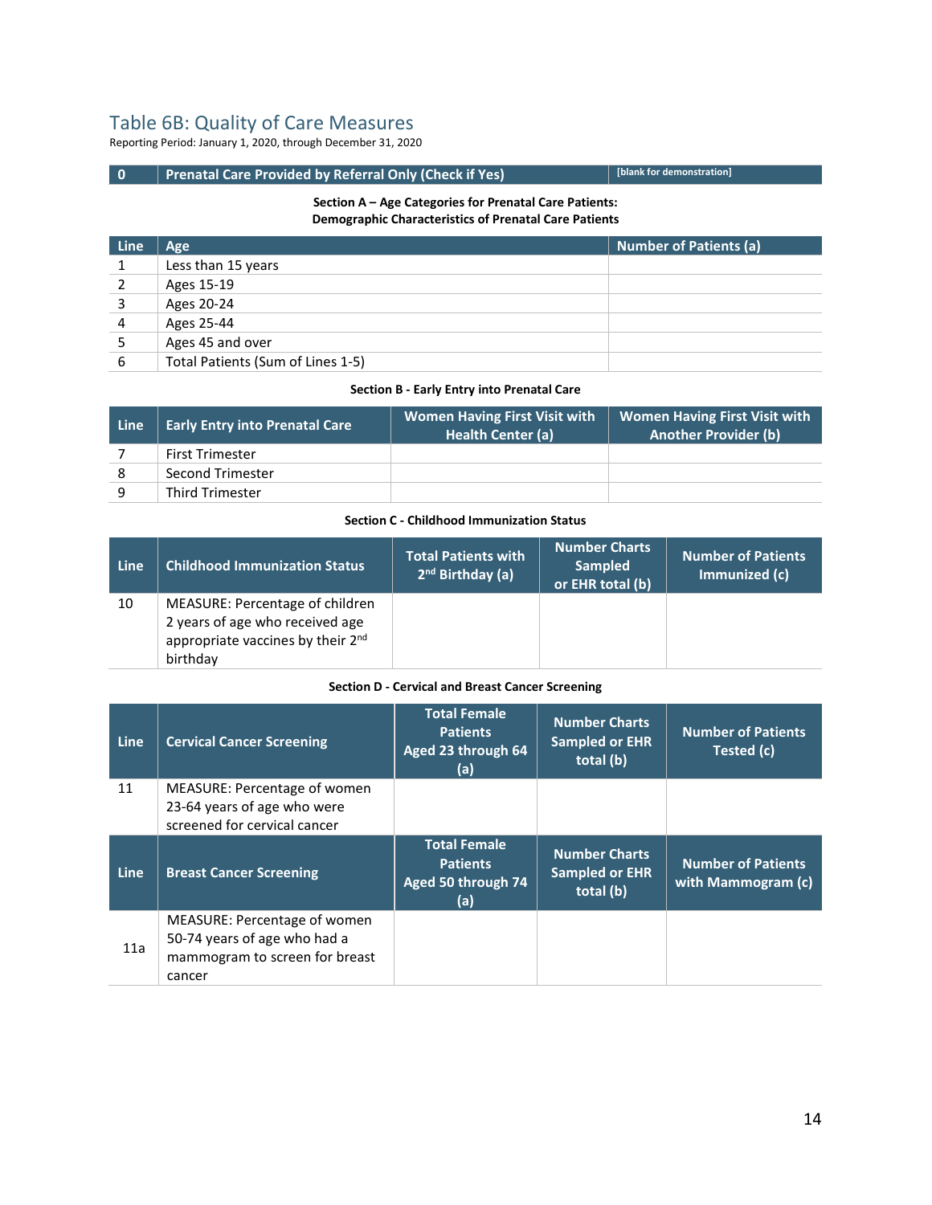# Table 6B: Quality of Care Measures

Reporting Period: January 1, 2020, through December 31, 2020

| 0 | Prenatal Care Provided by Referral Only (Check if Yes) | [blank for demonstration] |
|---|---|---|

**Section A – Age Categories for Prenatal Care Patients: Demographic Characteristics of Prenatal Care Patients**

| Line | Age | Number of Patients (a) |
|---|---|---|
| 1 | Less than 15 years | |
| 2 | Ages 15-19 | |
| 3 | Ages 20-24 | |
| 4 | Ages 25-44 | |
| 5 | Ages 45 and over | |
| 6 | Total Patients (Sum of Lines 1-5) | |

**Section B - Early Entry into Prenatal Care**

| Line | Early Entry into Prenatal Care | Women Having First Visit with Health Center (a) | Women Having First Visit with Another Provider (b) |
|---|---|---|---|
| 7 | First Trimester | | |
| 8 | Second Trimester | | |
| 9 | Third Trimester | | |

**Section C - Childhood Immunization Status**

| Line | Childhood Immunization Status | Total Patients with 2nd Birthday (a) | Number Charts Sampled or EHR total (b) | Number of Patients Immunized (c) |
|---|---|---|---|---|
| 10 | MEASURE: Percentage of children 2 years of age who received age appropriate vaccines by their 2nd birthday | | | |

**Section D - Cervical and Breast Cancer Screening**

| Line | Cervical Cancer Screening | Total Female Patients Aged 23 through 64 (a) | Number Charts Sampled or EHR total (b) | Number of Patients Tested (c) |
|---|---|---|---|---|
| 11 | MEASURE: Percentage of women 23-64 years of age who were screened for cervical cancer | | | |
| **Line** | **Breast Cancer Screening** | **Total Female Patients Aged 50 through 74 (a)** | **Number Charts Sampled or EHR total (b)** | **Number of Patients with Mammogram (c)** |
| 11a | MEASURE: Percentage of women 50-74 years of age who had a mammogram to screen for breast cancer | | | |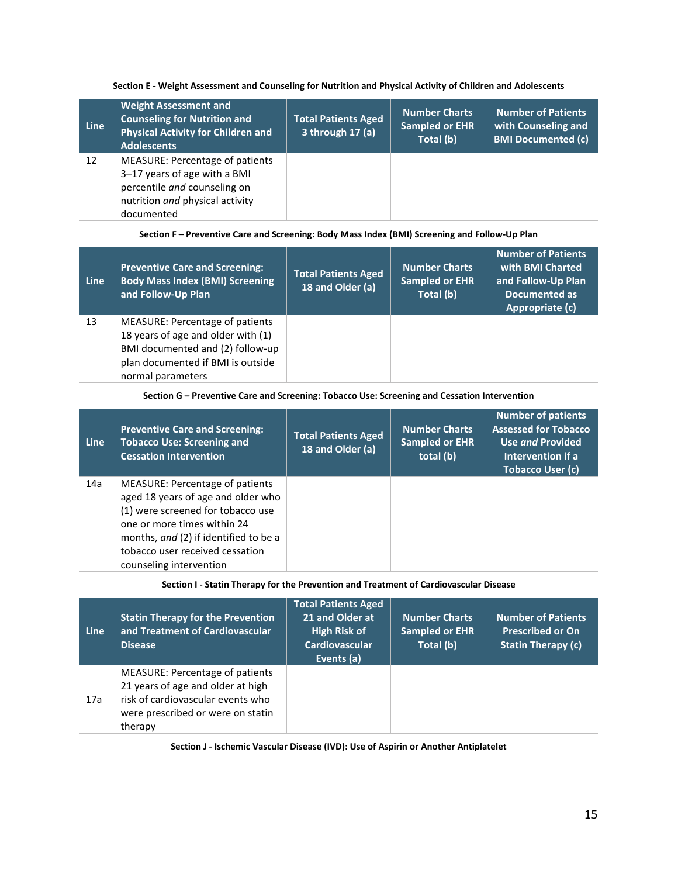**Section E - Weight Assessment and Counseling for Nutrition and Physical Activity of Children and Adolescents**

| Line | Weight Assessment and Counseling for Nutrition and Physical Activity for Children and Adolescents | Total Patients Aged 3 through 17 (a) | Number Charts Sampled or EHR Total (b) | Number of Patients with Counseling and BMI Documented (c) |
|---|---|---|---|---|
| 12 | MEASURE: Percentage of patients 3–17 years of age with a BMI percentile *and* counseling on nutrition *and* physical activity documented | | | |

**Section F – Preventive Care and Screening: Body Mass Index (BMI) Screening and Follow-Up Plan**

| Line | Preventive Care and Screening: Body Mass Index (BMI) Screening and Follow-Up Plan | Total Patients Aged 18 and Older (a) | Number Charts Sampled or EHR Total (b) | Number of Patients with BMI Charted and Follow-Up Plan Documented as Appropriate (c) |
|---|---|---|---|---|
| 13 | MEASURE: Percentage of patients 18 years of age and older with (1) BMI documented and (2) follow-up plan documented if BMI is outside normal parameters | | | |

**Section G – Preventive Care and Screening: Tobacco Use: Screening and Cessation Intervention**

| Line | Preventive Care and Screening: Tobacco Use: Screening and Cessation Intervention | Total Patients Aged 18 and Older (a) | Number Charts Sampled or EHR total (b) | Number of patients Assessed for Tobacco Use *and* Provided Intervention if a Tobacco User (c) |
|---|---|---|---|---|
| 14a | MEASURE: Percentage of patients aged 18 years of age and older who (1) were screened for tobacco use one or more times within 24 months, *and* (2) if identified to be a tobacco user received cessation counseling intervention | | | |

**Section I - Statin Therapy for the Prevention and Treatment of Cardiovascular Disease**

| Line | Statin Therapy for the Prevention and Treatment of Cardiovascular Disease | Total Patients Aged 21 and Older at High Risk of Cardiovascular Events (a) | Number Charts Sampled or EHR Total (b) | Number of Patients Prescribed or On Statin Therapy (c) |
|---|---|---|---|---|
| 17a | MEASURE: Percentage of patients 21 years of age and older at high risk of cardiovascular events who were prescribed or were on statin therapy | | | |

**Section J - Ischemic Vascular Disease (IVD): Use of Aspirin or Another Antiplatelet**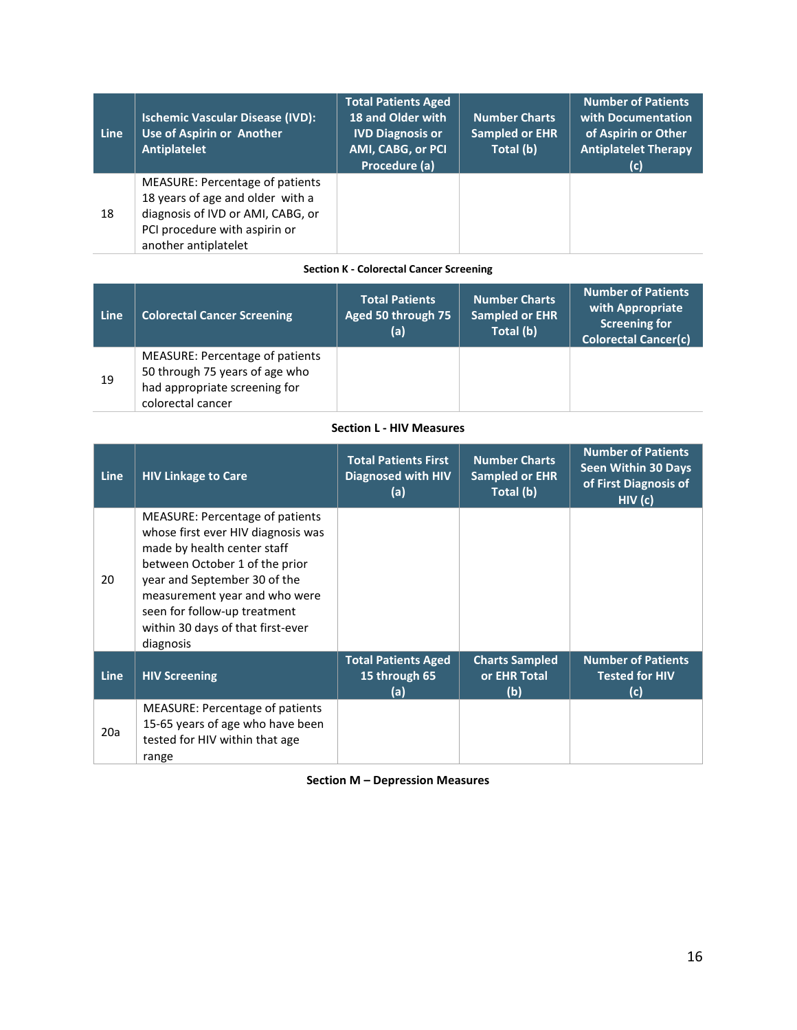| Line | Ischemic Vascular Disease (IVD): Use of Aspirin or Another Antiplatelet | Total Patients Aged 18 and Older with IVD Diagnosis or AMI, CABG, or PCI Procedure (a) | Number Charts Sampled or EHR Total (b) | Number of Patients with Documentation of Aspirin or Other Antiplatelet Therapy (c) |
|---|---|---|---|---|
| 18 | MEASURE: Percentage of patients 18 years of age and older with a diagnosis of IVD or AMI, CABG, or PCI procedure with aspirin or another antiplatelet | | | |

**Section K - Colorectal Cancer Screening**

| Line | Colorectal Cancer Screening | Total Patients Aged 50 through 75 (a) | Number Charts Sampled or EHR Total (b) | Number of Patients with Appropriate Screening for Colorectal Cancer(c) |
|---|---|---|---|---|
| 19 | MEASURE: Percentage of patients 50 through 75 years of age who had appropriate screening for colorectal cancer | | | |

**Section L - HIV Measures**

| Line | HIV Linkage to Care | Total Patients First Diagnosed with HIV (a) | Number Charts Sampled or EHR Total (b) | Number of Patients Seen Within 30 Days of First Diagnosis of HIV (c) |
|---|---|---|---|---|
| 20 | MEASURE: Percentage of patients whose first ever HIV diagnosis was made by health center staff between October 1 of the prior year and September 30 of the measurement year and who were seen for follow-up treatment within 30 days of that first-ever diagnosis | | | |
| **Line** | **HIV Screening** | **Total Patients Aged 15 through 65 (a)** | **Charts Sampled or EHR Total (b)** | **Number of Patients Tested for HIV (c)** |
| 20a | MEASURE: Percentage of patients 15-65 years of age who have been tested for HIV within that age range | | | |

**Section M – Depression Measures**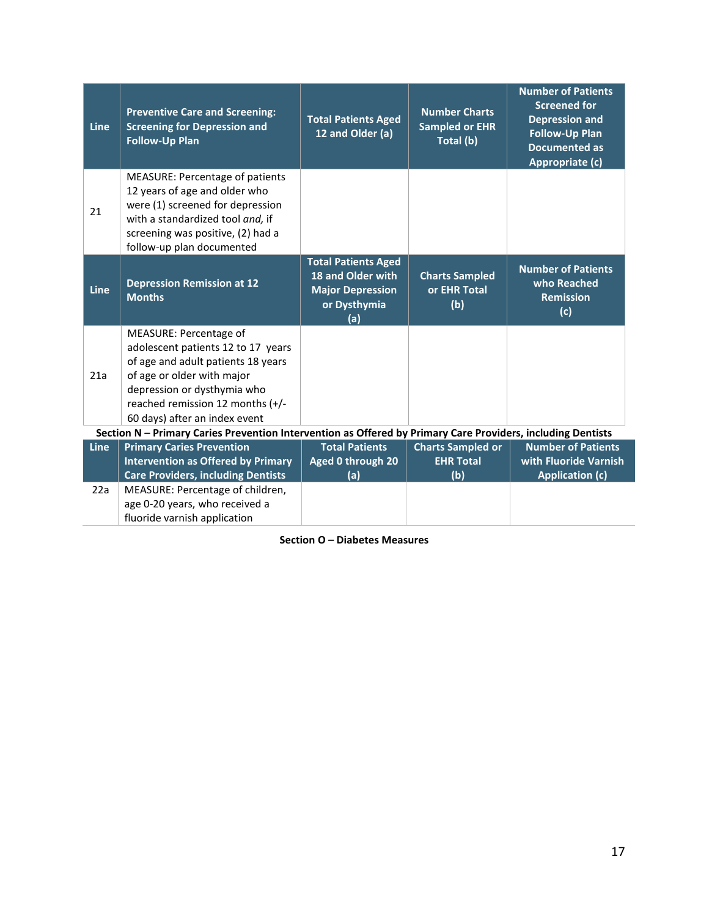| Line | Preventive Care and Screening: Screening for Depression and Follow-Up Plan | Total Patients Aged 12 and Older (a) | Number Charts Sampled or EHR Total (b) | Number of Patients Screened for Depression and Follow-Up Plan Documented as Appropriate (c) |
|---|---|---|---|---|
| 21 | MEASURE: Percentage of patients 12 years of age and older who were (1) screened for depression with a standardized tool *and,* if screening was positive, (2) had a follow-up plan documented | | | |
| **Line** | **Depression Remission at 12 Months** | **Total Patients Aged 18 and Older with Major Depression or Dysthymia (a)** | **Charts Sampled or EHR Total (b)** | **Number of Patients who Reached Remission (c)** |
| 21a | MEASURE: Percentage of adolescent patients 12 to 17 years of age and adult patients 18 years of age or older with major depression or dysthymia who reached remission 12 months (+/- 60 days) after an index event | | | |

**Section N – Primary Caries Prevention Intervention as Offered by Primary Care Providers, including Dentists**

| Line | Primary Caries Prevention Intervention as Offered by Primary Care Providers, including Dentists | Total Patients Aged 0 through 20 (a) | Charts Sampled or EHR Total (b) | Number of Patients with Fluoride Varnish Application (c) |
|---|---|---|---|---|
| 22a | MEASURE: Percentage of children, age 0-20 years, who received a fluoride varnish application | | | |

**Section O – Diabetes Measures**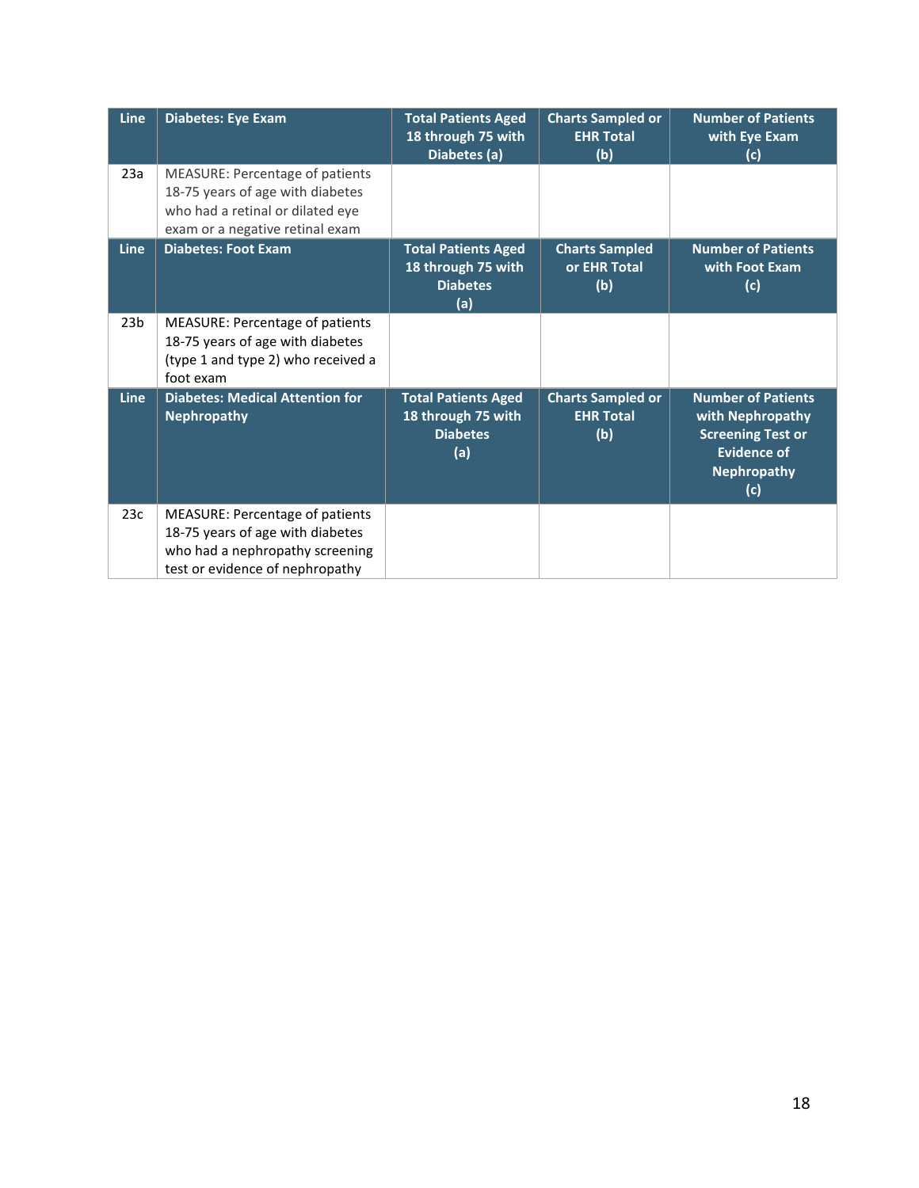| Line | Diabetes: Eye Exam | Total Patients Aged 18 through 75 with Diabetes (a) | Charts Sampled or EHR Total (b) | Number of Patients with Eye Exam (c) |
|---|---|---|---|---|
| 23a | MEASURE: Percentage of patients 18-75 years of age with diabetes who had a retinal or dilated eye exam or a negative retinal exam | | | |

| Line | Diabetes: Foot Exam | Total Patients Aged 18 through 75 with Diabetes (a) | Charts Sampled or EHR Total (b) | Number of Patients with Foot Exam (c) |
|---|---|---|---|---|
| 23b | MEASURE: Percentage of patients 18-75 years of age with diabetes (type 1 and type 2) who received a foot exam | | | |

| Line | Diabetes: Medical Attention for Nephropathy | Total Patients Aged 18 through 75 with Diabetes (a) | Charts Sampled or EHR Total (b) | Number of Patients with Nephropathy Screening Test or Evidence of Nephropathy (c) |
|---|---|---|---|---|
| 23c | MEASURE: Percentage of patients 18-75 years of age with diabetes who had a nephropathy screening test or evidence of nephropathy | | | |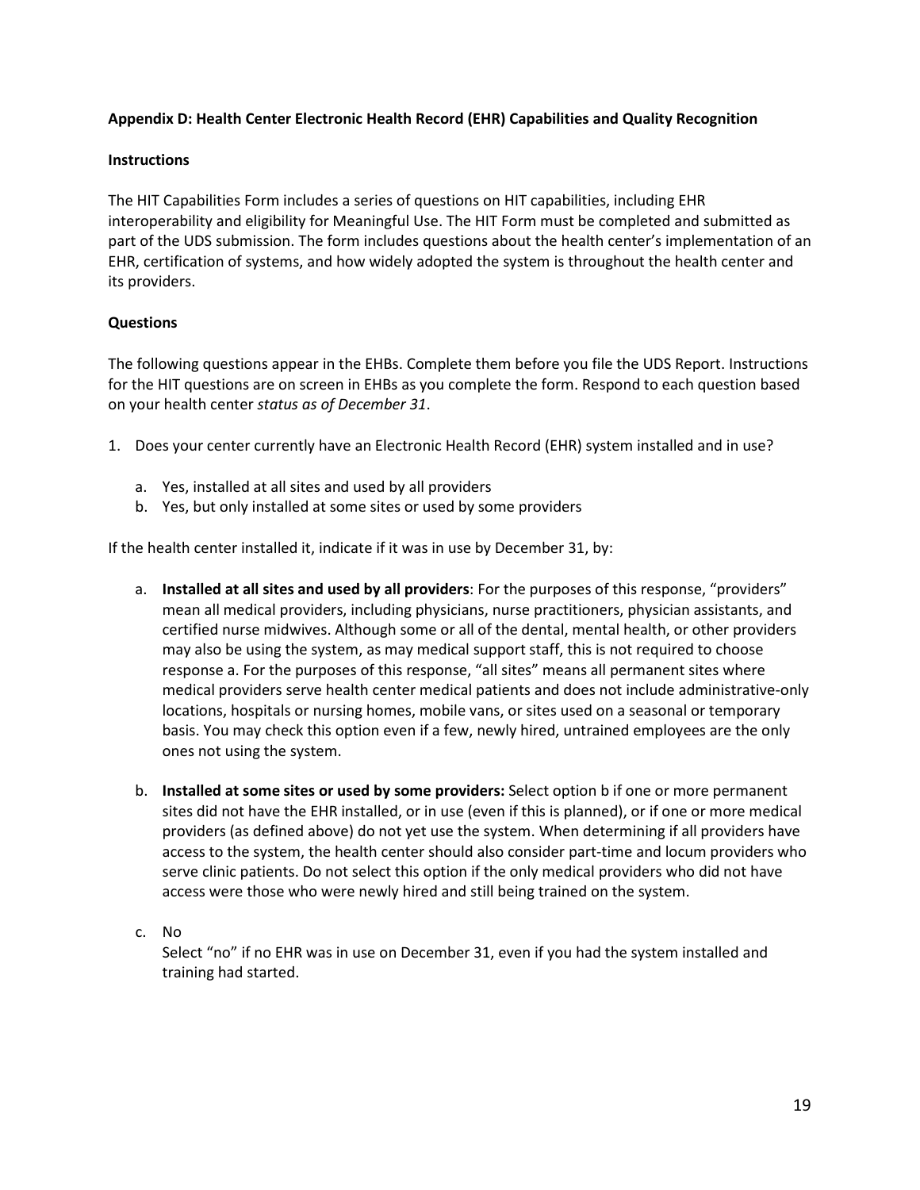**Appendix D: Health Center Electronic Health Record (EHR) Capabilities and Quality Recognition**

**Instructions**

The HIT Capabilities Form includes a series of questions on HIT capabilities, including EHR interoperability and eligibility for Meaningful Use. The HIT Form must be completed and submitted as part of the UDS submission. The form includes questions about the health center's implementation of an EHR, certification of systems, and how widely adopted the system is throughout the health center and its providers.

**Questions**

The following questions appear in the EHBs. Complete them before you file the UDS Report. Instructions for the HIT questions are on screen in EHBs as you complete the form. Respond to each question based on your health center *status as of December 31*.

1. Does your center currently have an Electronic Health Record (EHR) system installed and in use?

   a. Yes, installed at all sites and used by all providers
   b. Yes, but only installed at some sites or used by some providers

If the health center installed it, indicate if it was in use by December 31, by:

a. **Installed at all sites and used by all providers**: For the purposes of this response, "providers" mean all medical providers, including physicians, nurse practitioners, physician assistants, and certified nurse midwives. Although some or all of the dental, mental health, or other providers may also be using the system, as may medical support staff, this is not required to choose response a. For the purposes of this response, "all sites" means all permanent sites where medical providers serve health center medical patients and does not include administrative-only locations, hospitals or nursing homes, mobile vans, or sites used on a seasonal or temporary basis. You may check this option even if a few, newly hired, untrained employees are the only ones not using the system.

b. **Installed at some sites or used by some providers:** Select option b if one or more permanent sites did not have the EHR installed, or in use (even if this is planned), or if one or more medical providers (as defined above) do not yet use the system. When determining if all providers have access to the system, the health center should also consider part-time and locum providers who serve clinic patients. Do not select this option if the only medical providers who did not have access were those who were newly hired and still being trained on the system.

c. No
   Select "no" if no EHR was in use on December 31, even if you had the system installed and training had started.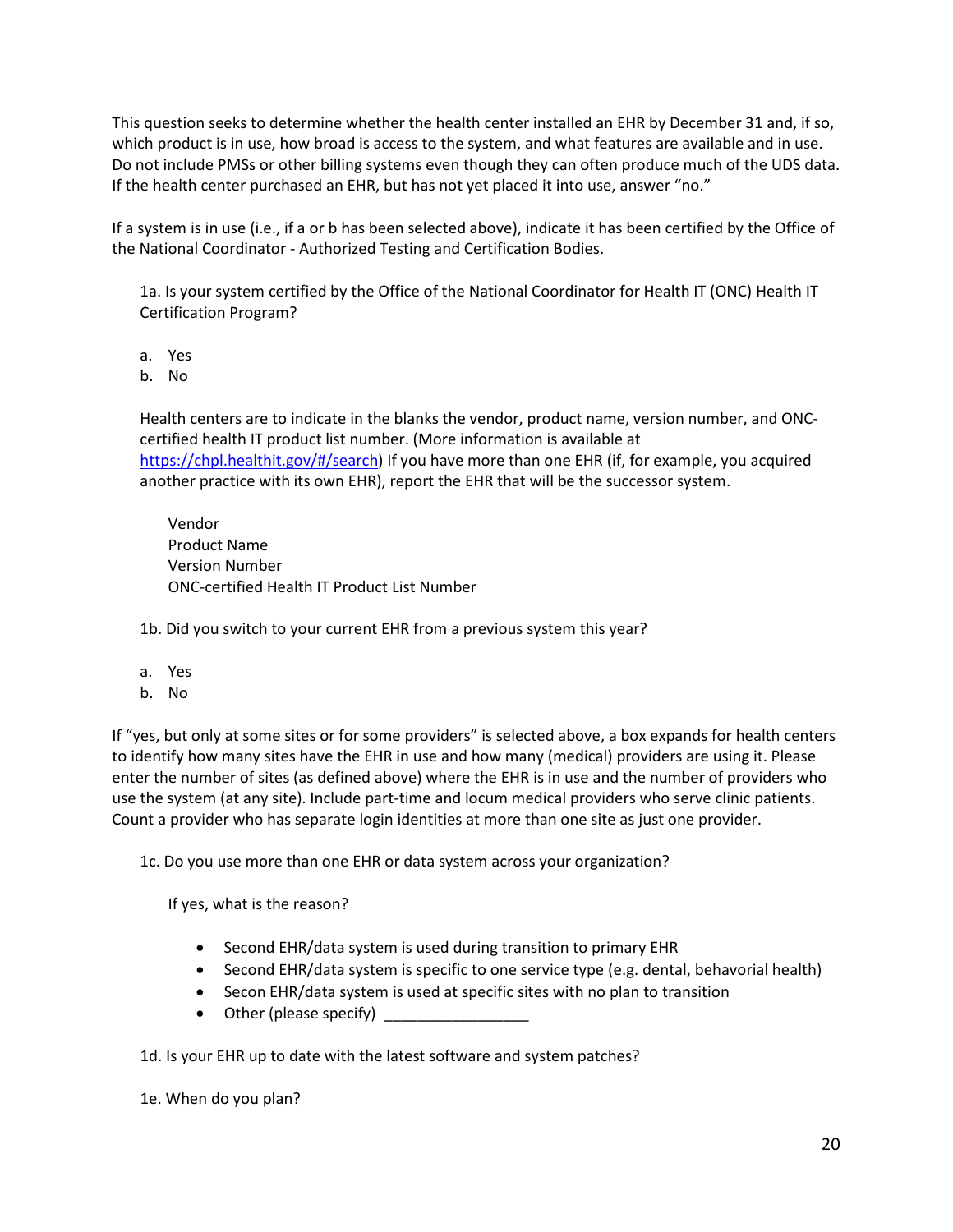This question seeks to determine whether the health center installed an EHR by December 31 and, if so, which product is in use, how broad is access to the system, and what features are available and in use. Do not include PMSs or other billing systems even though they can often produce much of the UDS data. If the health center purchased an EHR, but has not yet placed it into use, answer “no.”

If a system is in use (i.e., if a or b has been selected above), indicate it has been certified by the Office of the National Coordinator - Authorized Testing and Certification Bodies.

1a. Is your system certified by the Office of the National Coordinator for Health IT (ONC) Health IT Certification Program?

a. Yes
b. No

Health centers are to indicate in the blanks the vendor, product name, version number, and ONC-certified health IT product list number. (More information is available at https://chpl.healthit.gov/#/search) If you have more than one EHR (if, for example, you acquired another practice with its own EHR), report the EHR that will be the successor system.

Vendor
Product Name
Version Number
ONC-certified Health IT Product List Number

1b. Did you switch to your current EHR from a previous system this year?

a. Yes
b. No

If “yes, but only at some sites or for some providers” is selected above, a box expands for health centers to identify how many sites have the EHR in use and how many (medical) providers are using it. Please enter the number of sites (as defined above) where the EHR is in use and the number of providers who use the system (at any site). Include part-time and locum medical providers who serve clinic patients. Count a provider who has separate login identities at more than one site as just one provider.

1c. Do you use more than one EHR or data system across your organization?

If yes, what is the reason?

- Second EHR/data system is used during transition to primary EHR
- Second EHR/data system is specific to one service type (e.g. dental, behavorial health)
- Secon EHR/data system is used at specific sites with no plan to transition
- Other (please specify) _________________

1d. Is your EHR up to date with the latest software and system patches?

1e. When do you plan?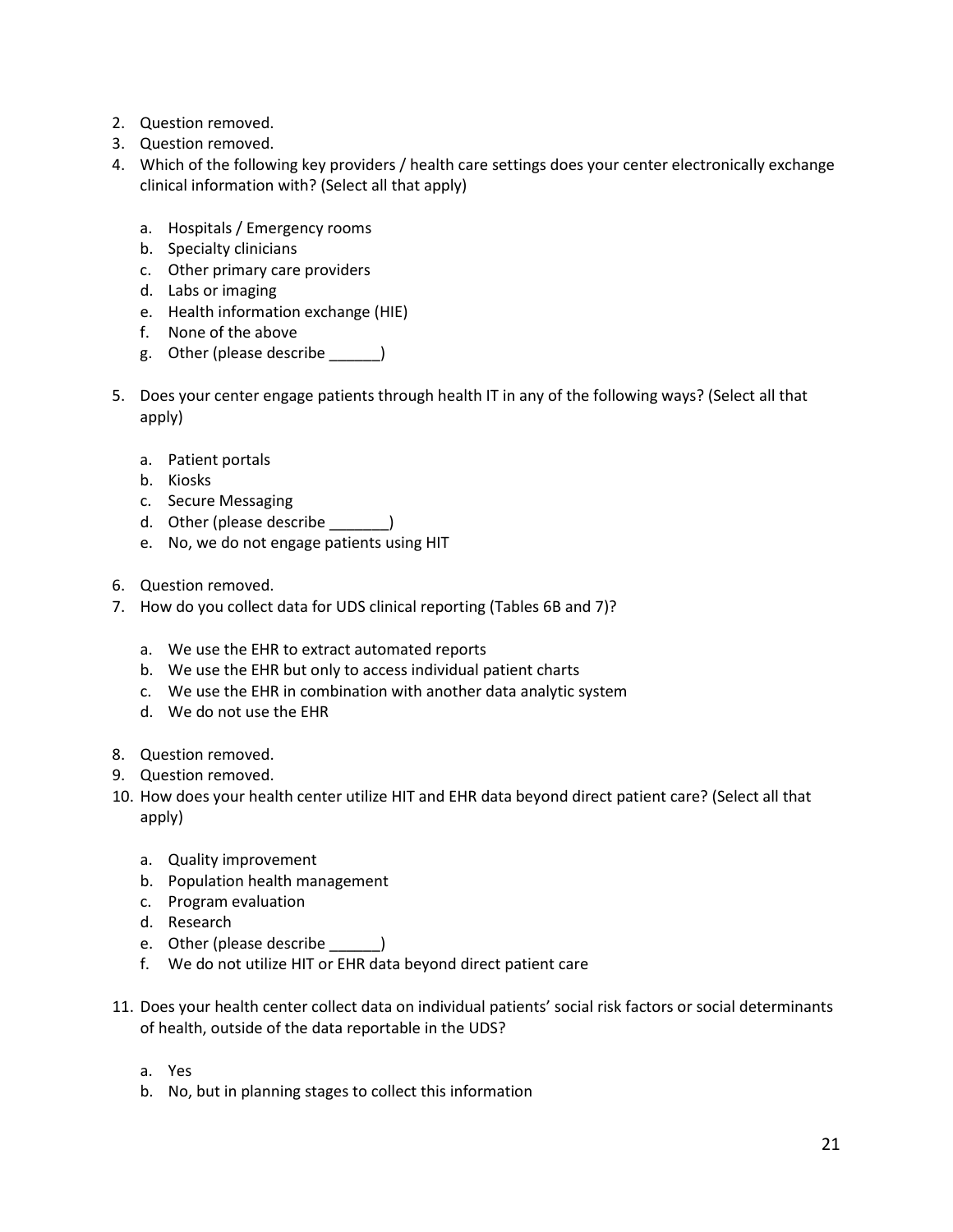2. Question removed.
3. Question removed.
4. Which of the following key providers / health care settings does your center electronically exchange clinical information with? (Select all that apply)

    a. Hospitals / Emergency rooms
    b. Specialty clinicians
    c. Other primary care providers
    d. Labs or imaging
    e. Health information exchange (HIE)
    f. None of the above
    g. Other (please describe ______)

5. Does your center engage patients through health IT in any of the following ways? (Select all that apply)

    a. Patient portals
    b. Kiosks
    c. Secure Messaging
    d. Other (please describe _______)
    e. No, we do not engage patients using HIT

6. Question removed.
7. How do you collect data for UDS clinical reporting (Tables 6B and 7)?

    a. We use the EHR to extract automated reports
    b. We use the EHR but only to access individual patient charts
    c. We use the EHR in combination with another data analytic system
    d. We do not use the EHR

8. Question removed.
9. Question removed.
10. How does your health center utilize HIT and EHR data beyond direct patient care? (Select all that apply)

    a. Quality improvement
    b. Population health management
    c. Program evaluation
    d. Research
    e. Other (please describe ______)
    f. We do not utilize HIT or EHR data beyond direct patient care

11. Does your health center collect data on individual patients' social risk factors or social determinants of health, outside of the data reportable in the UDS?

    a. Yes
    b. No, but in planning stages to collect this information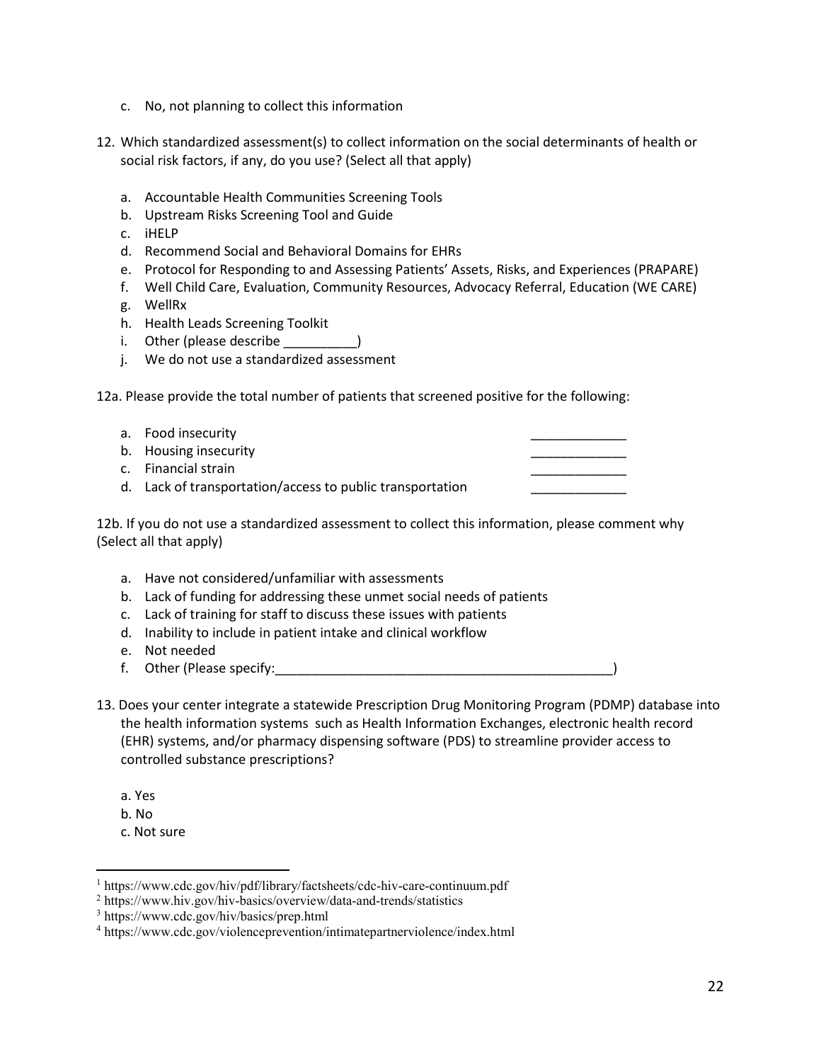c. No, not planning to collect this information

12. Which standardized assessment(s) to collect information on the social determinants of health or social risk factors, if any, do you use? (Select all that apply)

    a. Accountable Health Communities Screening Tools
    b. Upstream Risks Screening Tool and Guide
    c. iHELP
    d. Recommend Social and Behavioral Domains for EHRs
    e. Protocol for Responding to and Assessing Patients' Assets, Risks, and Experiences (PRAPARE)
    f. Well Child Care, Evaluation, Community Resources, Advocacy Referral, Education (WE CARE)
    g. WellRx
    h. Health Leads Screening Toolkit
    i. Other (please describe __________)
    j. We do not use a standardized assessment

12a. Please provide the total number of patients that screened positive for the following:

a. Food insecurity _____________
b. Housing insecurity _____________
c. Financial strain _____________
d. Lack of transportation/access to public transportation _____________

12b. If you do not use a standardized assessment to collect this information, please comment why (Select all that apply)

a. Have not considered/unfamiliar with assessments
b. Lack of funding for addressing these unmet social needs of patients
c. Lack of training for staff to discuss these issues with patients
d. Inability to include in patient intake and clinical workflow
e. Not needed
f. Other (Please specify:_______________________________________________)

13. Does your center integrate a statewide Prescription Drug Monitoring Program (PDMP) database into the health information systems such as Health Information Exchanges, electronic health record (EHR) systems, and/or pharmacy dispensing software (PDS) to streamline provider access to controlled substance prescriptions?

    a. Yes
    b. No
    c. Not sure

---

[1] https://www.cdc.gov/hiv/pdf/library/factsheets/cdc-hiv-care-continuum.pdf
[2] https://www.hiv.gov/hiv-basics/overview/data-and-trends/statistics
[3] https://www.cdc.gov/hiv/basics/prep.html
[4] https://www.cdc.gov/violenceprevention/intimatepartnerviolence/index.html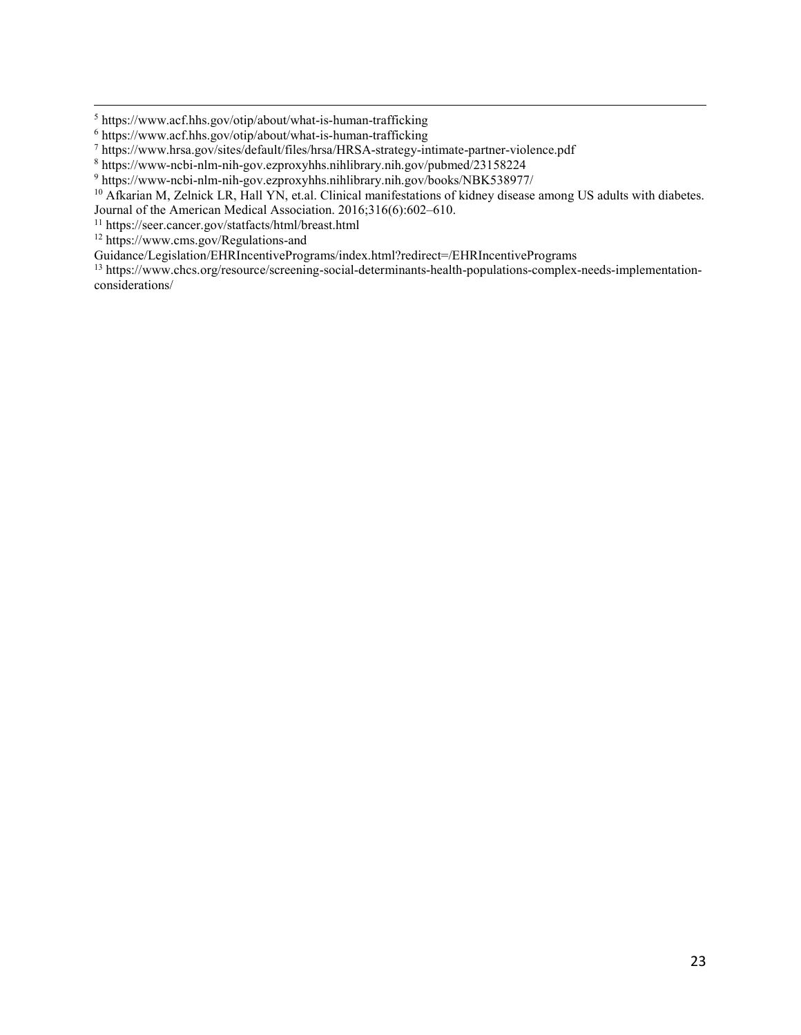[5] https://www.acf.hhs.gov/otip/about/what-is-human-trafficking

[6] https://www.acf.hhs.gov/otip/about/what-is-human-trafficking

[7] https://www.hrsa.gov/sites/default/files/hrsa/HRSA-strategy-intimate-partner-violence.pdf

[8] https://www-ncbi-nlm-nih-gov.ezproxyhhs.nihlibrary.nih.gov/pubmed/23158224

[9] https://www-ncbi-nlm-nih-gov.ezproxyhhs.nihlibrary.nih.gov/books/NBK538977/

[10] Afkarian M, Zelnick LR, Hall YN, et.al. Clinical manifestations of kidney disease among US adults with diabetes. Journal of the American Medical Association. 2016;316(6):602–610.

[11] https://seer.cancer.gov/statfacts/html/breast.html

[12] https://www.cms.gov/Regulations-and Guidance/Legislation/EHRIncentivePrograms/index.html?redirect=/EHRIncentivePrograms

[13] https://www.chcs.org/resource/screening-social-determinants-health-populations-complex-needs-implementation-considerations/